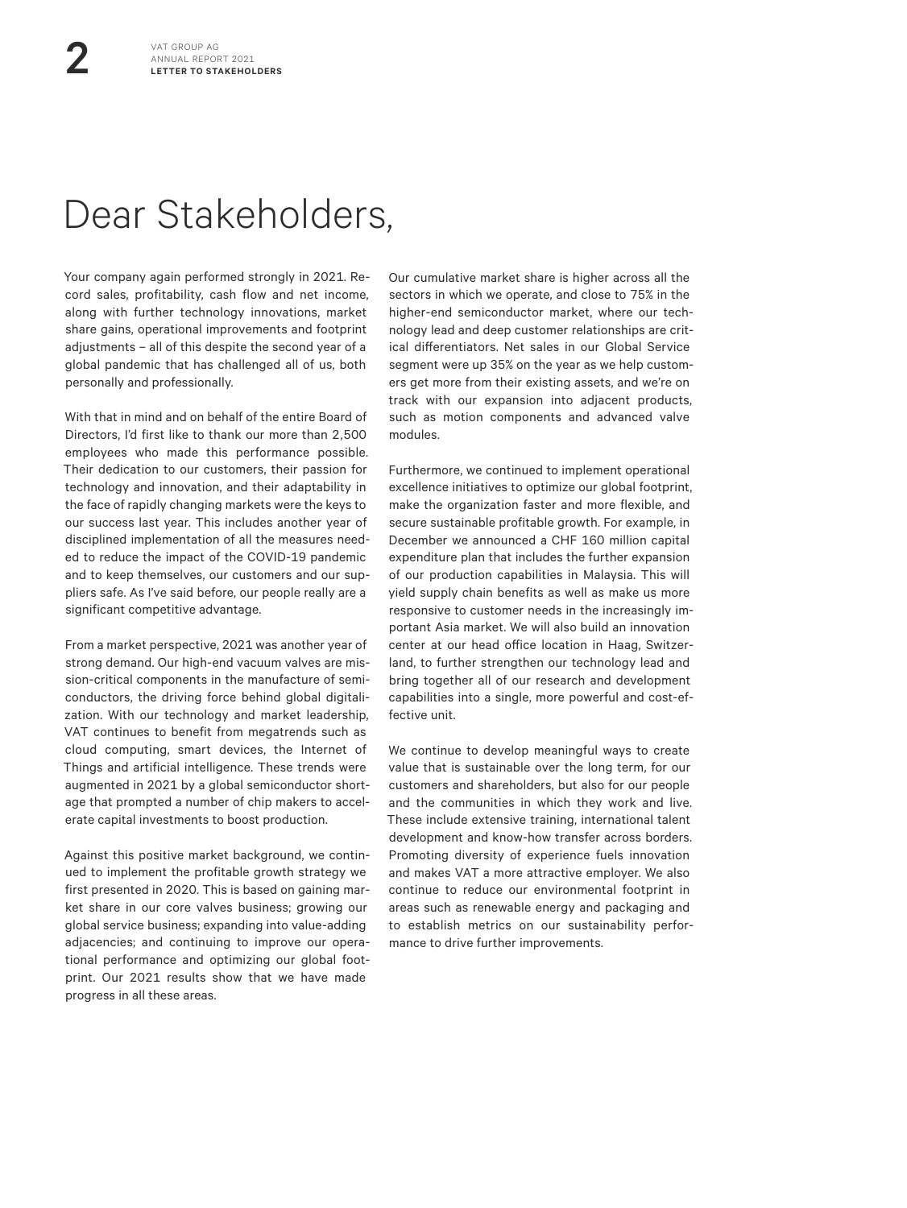# Dear Stakeholders,

Your company again performed strongly in 2021. Record sales, profitability, cash flow and net income, along with further technology innovations, market share gains, operational improvements and footprint adjustments – all of this despite the second year of a global pandemic that has challenged all of us, both personally and professionally.

With that in mind and on behalf of the entire Board of Directors, I'd first like to thank our more than 2,500 employees who made this performance possible. Their dedication to our customers, their passion for technology and innovation, and their adaptability in the face of rapidly changing markets were the keys to our success last year. This includes another year of disciplined implementation of all the measures needed to reduce the impact of the COVID-19 pandemic and to keep themselves, our customers and our suppliers safe. As I've said before, our people really are a significant competitive advantage.

From a market perspective, 2021 was another year of strong demand. Our high-end vacuum valves are mission-critical components in the manufacture of semiconductors, the driving force behind global digitalization. With our technology and market leadership, VAT continues to benefit from megatrends such as cloud computing, smart devices, the Internet of Things and artificial intelligence. These trends were augmented in 2021 by a global semiconductor shortage that prompted a number of chip makers to accelerate capital investments to boost production.

Against this positive market background, we continued to implement the profitable growth strategy we first presented in 2020. This is based on gaining market share in our core valves business; growing our global service business; expanding into value-adding adjacencies; and continuing to improve our operational performance and optimizing our global footprint. Our 2021 results show that we have made progress in all these areas.

Our cumulative market share is higher across all the sectors in which we operate, and close to 75% in the higher-end semiconductor market, where our technology lead and deep customer relationships are critical differentiators. Net sales in our Global Service segment were up 35% on the year as we help customers get more from their existing assets, and we're on track with our expansion into adjacent products, such as motion components and advanced valve modules.

Furthermore, we continued to implement operational excellence initiatives to optimize our global footprint, make the organization faster and more flexible, and secure sustainable profitable growth. For example, in December we announced a CHF 160 million capital expenditure plan that includes the further expansion of our production capabilities in Malaysia. This will yield supply chain benefits as well as make us more responsive to customer needs in the increasingly important Asia market. We will also build an innovation center at our head office location in Haag, Switzerland, to further strengthen our technology lead and bring together all of our research and development capabilities into a single, more powerful and cost-effective unit.

We continue to develop meaningful ways to create value that is sustainable over the long term, for our customers and shareholders, but also for our people and the communities in which they work and live. These include extensive training, international talent development and know-how transfer across borders. Promoting diversity of experience fuels innovation and makes VAT a more attractive employer. We also continue to reduce our environmental footprint in areas such as renewable energy and packaging and to establish metrics on our sustainability performance to drive further improvements.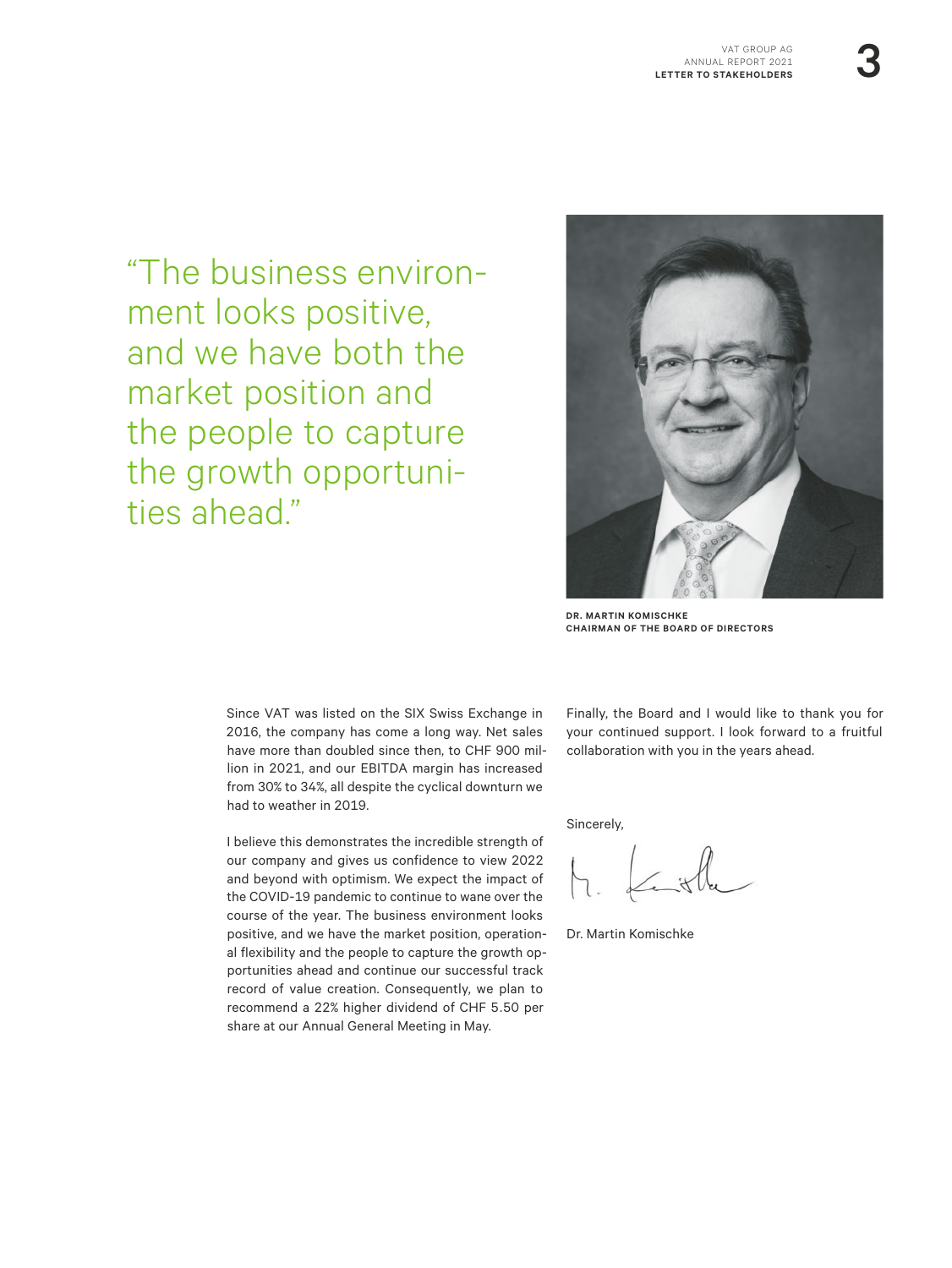"The business environment looks positive, and we have both the market position and the people to capture the growth opportunities ahead."

**DR. MARTIN KOMISCHKE**
**CHAIRMAN OF THE BOARD OF DIRECTORS**

Since VAT was listed on the SIX Swiss Exchange in 2016, the company has come a long way. Net sales have more than doubled since then, to CHF 900 million in 2021, and our EBITDA margin has increased from 30% to 34%, all despite the cyclical downturn we had to weather in 2019.

I believe this demonstrates the incredible strength of our company and gives us confidence to view 2022 and beyond with optimism. We expect the impact of the COVID-19 pandemic to continue to wane over the course of the year. The business environment looks positive, and we have the market position, operational flexibility and the people to capture the growth opportunities ahead and continue our successful track record of value creation. Consequently, we plan to recommend a 22% higher dividend of CHF 5.50 per share at our Annual General Meeting in May.

Finally, the Board and I would like to thank you for your continued support. I look forward to a fruitful collaboration with you in the years ahead.

Sincerely,

Dr. Martin Komischke